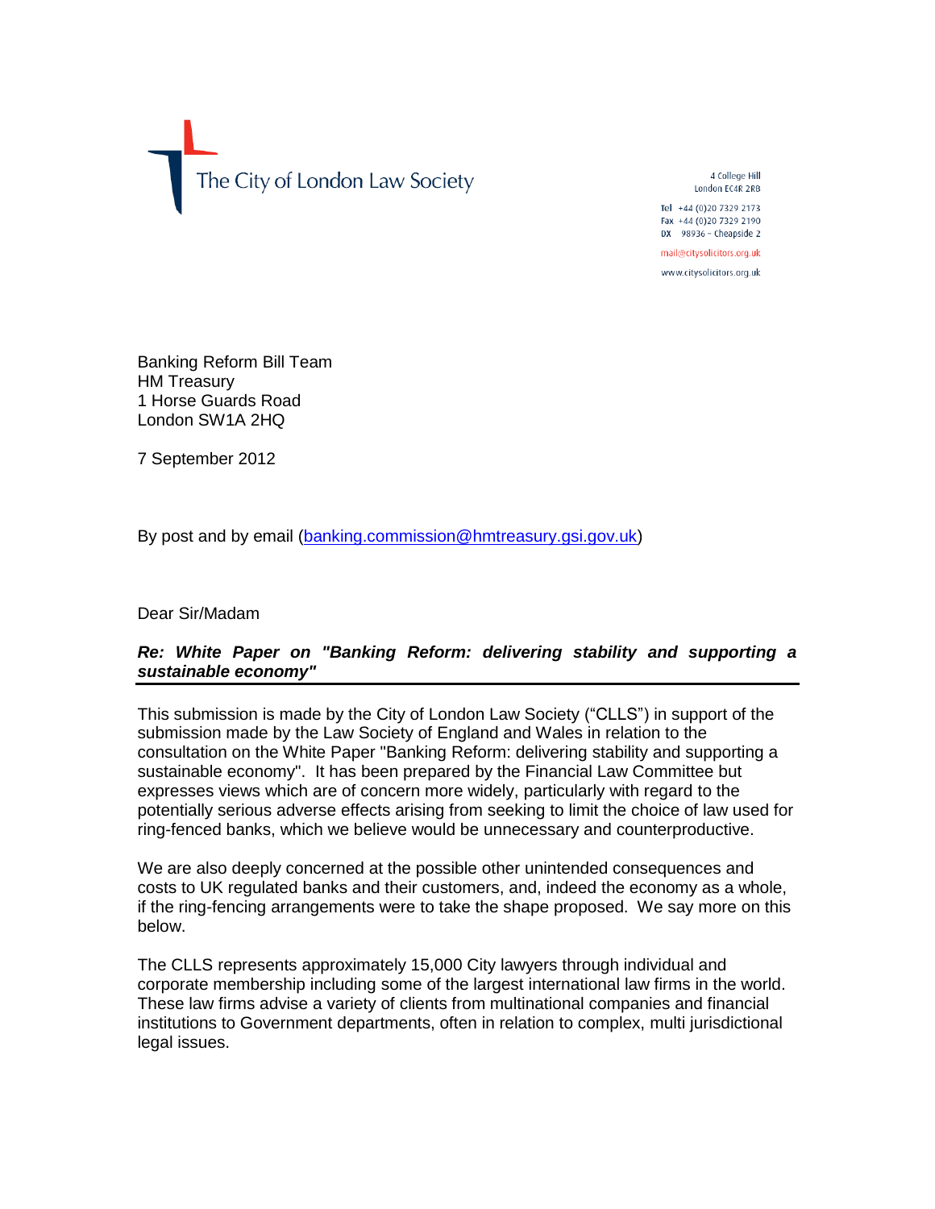The City of London Law Society

4 College Hill
London EC4R 2RB

Tel +44 (0)20 7329 2173
Fax +44 (0)20 7329 2190
DX 98936 – Cheapside 2

mail@citysolicitors.org.uk

www.citysolicitors.org.uk

Banking Reform Bill Team
HM Treasury
1 Horse Guards Road
London SW1A 2HQ

7 September 2012

By post and by email (banking.commission@hmtreasury.gsi.gov.uk)

Dear Sir/Madam

***Re: White Paper on "Banking Reform: delivering stability and supporting a sustainable economy"***

This submission is made by the City of London Law Society ("CLLS") in support of the submission made by the Law Society of England and Wales in relation to the consultation on the White Paper "Banking Reform: delivering stability and supporting a sustainable economy". It has been prepared by the Financial Law Committee but expresses views which are of concern more widely, particularly with regard to the potentially serious adverse effects arising from seeking to limit the choice of law used for ring-fenced banks, which we believe would be unnecessary and counterproductive.

We are also deeply concerned at the possible other unintended consequences and costs to UK regulated banks and their customers, and, indeed the economy as a whole, if the ring-fencing arrangements were to take the shape proposed. We say more on this below.

The CLLS represents approximately 15,000 City lawyers through individual and corporate membership including some of the largest international law firms in the world. These law firms advise a variety of clients from multinational companies and financial institutions to Government departments, often in relation to complex, multi jurisdictional legal issues.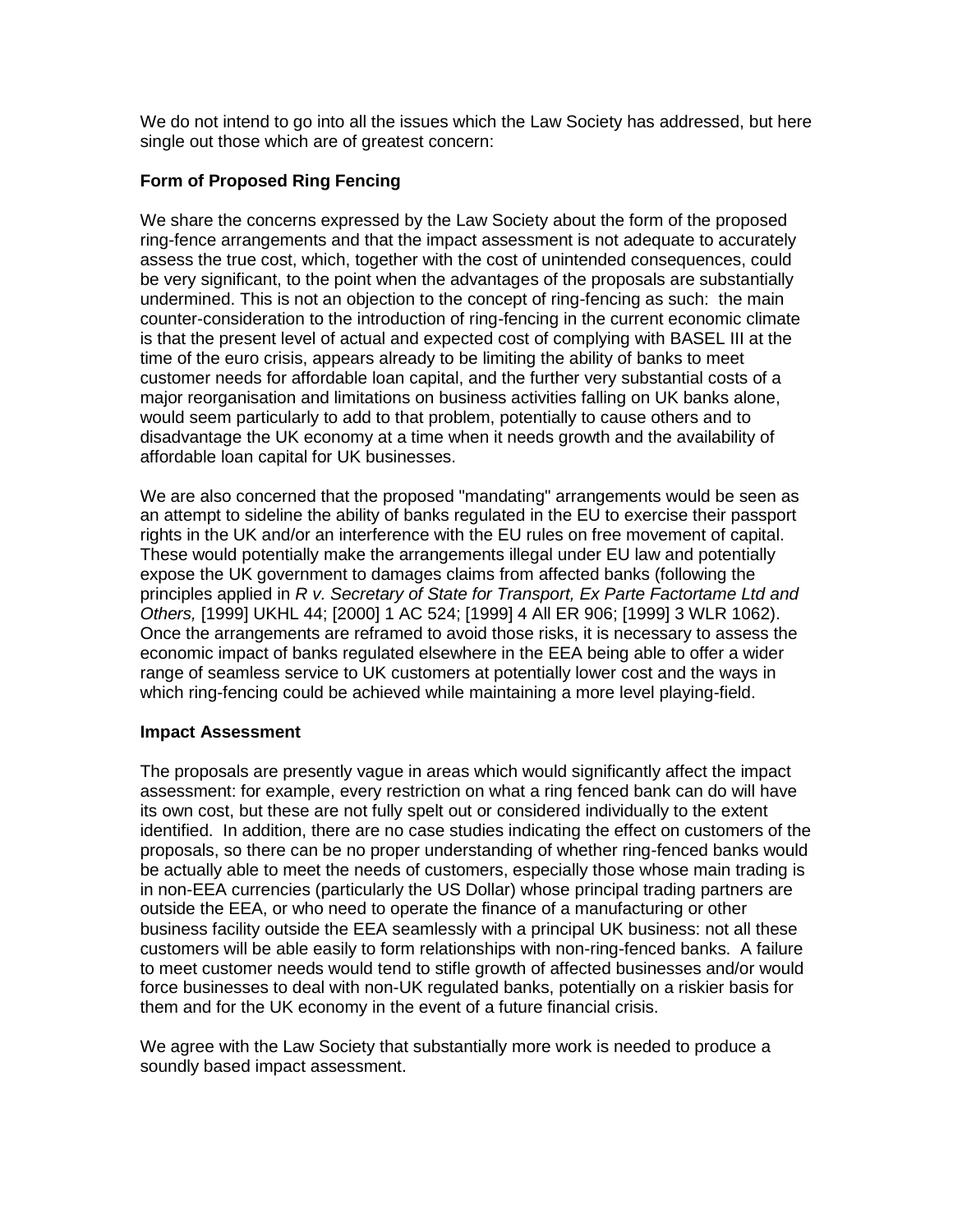We do not intend to go into all the issues which the Law Society has addressed, but here single out those which are of greatest concern:

**Form of Proposed Ring Fencing**

We share the concerns expressed by the Law Society about the form of the proposed ring-fence arrangements and that the impact assessment is not adequate to accurately assess the true cost, which, together with the cost of unintended consequences, could be very significant, to the point when the advantages of the proposals are substantially undermined. This is not an objection to the concept of ring-fencing as such: the main counter-consideration to the introduction of ring-fencing in the current economic climate is that the present level of actual and expected cost of complying with BASEL III at the time of the euro crisis, appears already to be limiting the ability of banks to meet customer needs for affordable loan capital, and the further very substantial costs of a major reorganisation and limitations on business activities falling on UK banks alone, would seem particularly to add to that problem, potentially to cause others and to disadvantage the UK economy at a time when it needs growth and the availability of affordable loan capital for UK businesses.

We are also concerned that the proposed "mandating" arrangements would be seen as an attempt to sideline the ability of banks regulated in the EU to exercise their passport rights in the UK and/or an interference with the EU rules on free movement of capital. These would potentially make the arrangements illegal under EU law and potentially expose the UK government to damages claims from affected banks (following the principles applied in *R v. Secretary of State for Transport, Ex Parte Factortame Ltd and Others,* [1999] UKHL 44; [2000] 1 AC 524; [1999] 4 All ER 906; [1999] 3 WLR 1062). Once the arrangements are reframed to avoid those risks, it is necessary to assess the economic impact of banks regulated elsewhere in the EEA being able to offer a wider range of seamless service to UK customers at potentially lower cost and the ways in which ring-fencing could be achieved while maintaining a more level playing-field.

**Impact Assessment**

The proposals are presently vague in areas which would significantly affect the impact assessment: for example, every restriction on what a ring fenced bank can do will have its own cost, but these are not fully spelt out or considered individually to the extent identified. In addition, there are no case studies indicating the effect on customers of the proposals, so there can be no proper understanding of whether ring-fenced banks would be actually able to meet the needs of customers, especially those whose main trading is in non-EEA currencies (particularly the US Dollar) whose principal trading partners are outside the EEA, or who need to operate the finance of a manufacturing or other business facility outside the EEA seamlessly with a principal UK business: not all these customers will be able easily to form relationships with non-ring-fenced banks. A failure to meet customer needs would tend to stifle growth of affected businesses and/or would force businesses to deal with non-UK regulated banks, potentially on a riskier basis for them and for the UK economy in the event of a future financial crisis.

We agree with the Law Society that substantially more work is needed to produce a soundly based impact assessment.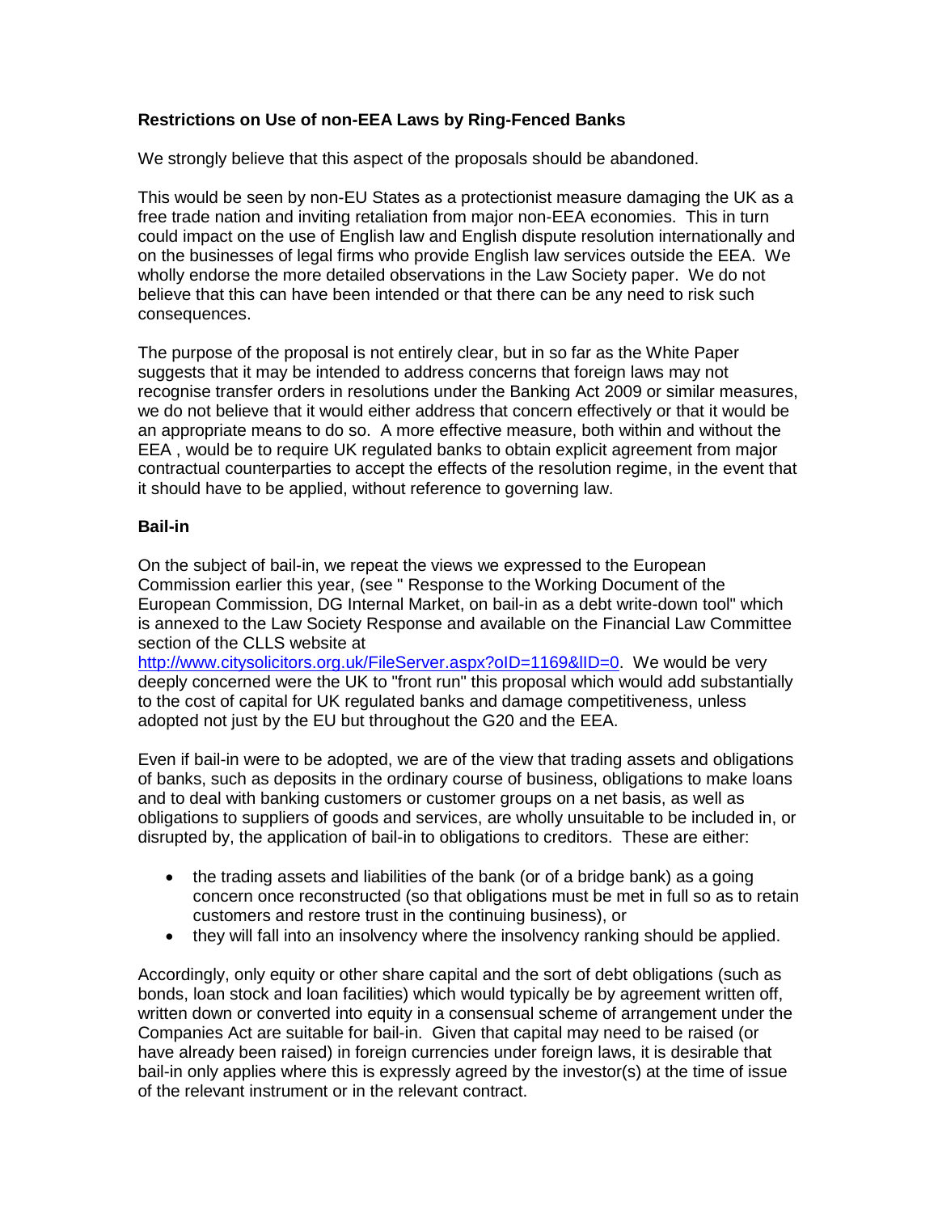**Restrictions on Use of non-EEA Laws by Ring-Fenced Banks**

We strongly believe that this aspect of the proposals should be abandoned.

This would be seen by non-EU States as a protectionist measure damaging the UK as a free trade nation and inviting retaliation from major non-EEA economies. This in turn could impact on the use of English law and English dispute resolution internationally and on the businesses of legal firms who provide English law services outside the EEA. We wholly endorse the more detailed observations in the Law Society paper. We do not believe that this can have been intended or that there can be any need to risk such consequences.

The purpose of the proposal is not entirely clear, but in so far as the White Paper suggests that it may be intended to address concerns that foreign laws may not recognise transfer orders in resolutions under the Banking Act 2009 or similar measures, we do not believe that it would either address that concern effectively or that it would be an appropriate means to do so. A more effective measure, both within and without the EEA , would be to require UK regulated banks to obtain explicit agreement from major contractual counterparties to accept the effects of the resolution regime, in the event that it should have to be applied, without reference to governing law.

**Bail-in**

On the subject of bail-in, we repeat the views we expressed to the European Commission earlier this year, (see " Response to the Working Document of the European Commission, DG Internal Market, on bail-in as a debt write-down tool" which is annexed to the Law Society Response and available on the Financial Law Committee section of the CLLS website at http://www.citysolicitors.org.uk/FileServer.aspx?oID=1169&lID=0. We would be very deeply concerned were the UK to "front run" this proposal which would add substantially to the cost of capital for UK regulated banks and damage competitiveness, unless adopted not just by the EU but throughout the G20 and the EEA.

Even if bail-in were to be adopted, we are of the view that trading assets and obligations of banks, such as deposits in the ordinary course of business, obligations to make loans and to deal with banking customers or customer groups on a net basis, as well as obligations to suppliers of goods and services, are wholly unsuitable to be included in, or disrupted by, the application of bail-in to obligations to creditors. These are either:

- the trading assets and liabilities of the bank (or of a bridge bank) as a going concern once reconstructed (so that obligations must be met in full so as to retain customers and restore trust in the continuing business), or
- they will fall into an insolvency where the insolvency ranking should be applied.

Accordingly, only equity or other share capital and the sort of debt obligations (such as bonds, loan stock and loan facilities) which would typically be by agreement written off, written down or converted into equity in a consensual scheme of arrangement under the Companies Act are suitable for bail-in. Given that capital may need to be raised (or have already been raised) in foreign currencies under foreign laws, it is desirable that bail-in only applies where this is expressly agreed by the investor(s) at the time of issue of the relevant instrument or in the relevant contract.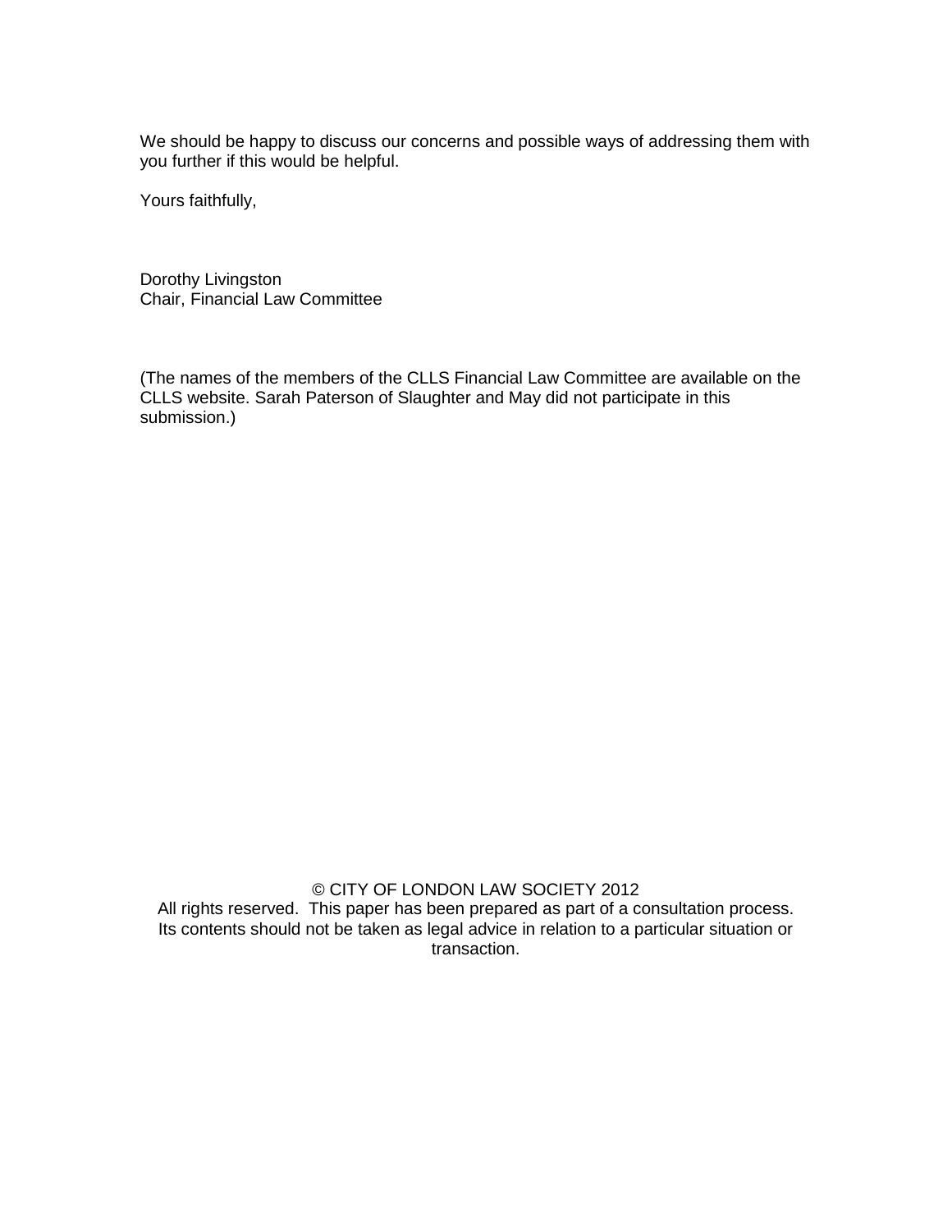We should be happy to discuss our concerns and possible ways of addressing them with you further if this would be helpful.

Yours faithfully,

Dorothy Livingston
Chair, Financial Law Committee

(The names of the members of the CLLS Financial Law Committee are available on the CLLS website. Sarah Paterson of Slaughter and May did not participate in this submission.)

© CITY OF LONDON LAW SOCIETY 2012
All rights reserved. This paper has been prepared as part of a consultation process. Its contents should not be taken as legal advice in relation to a particular situation or transaction.